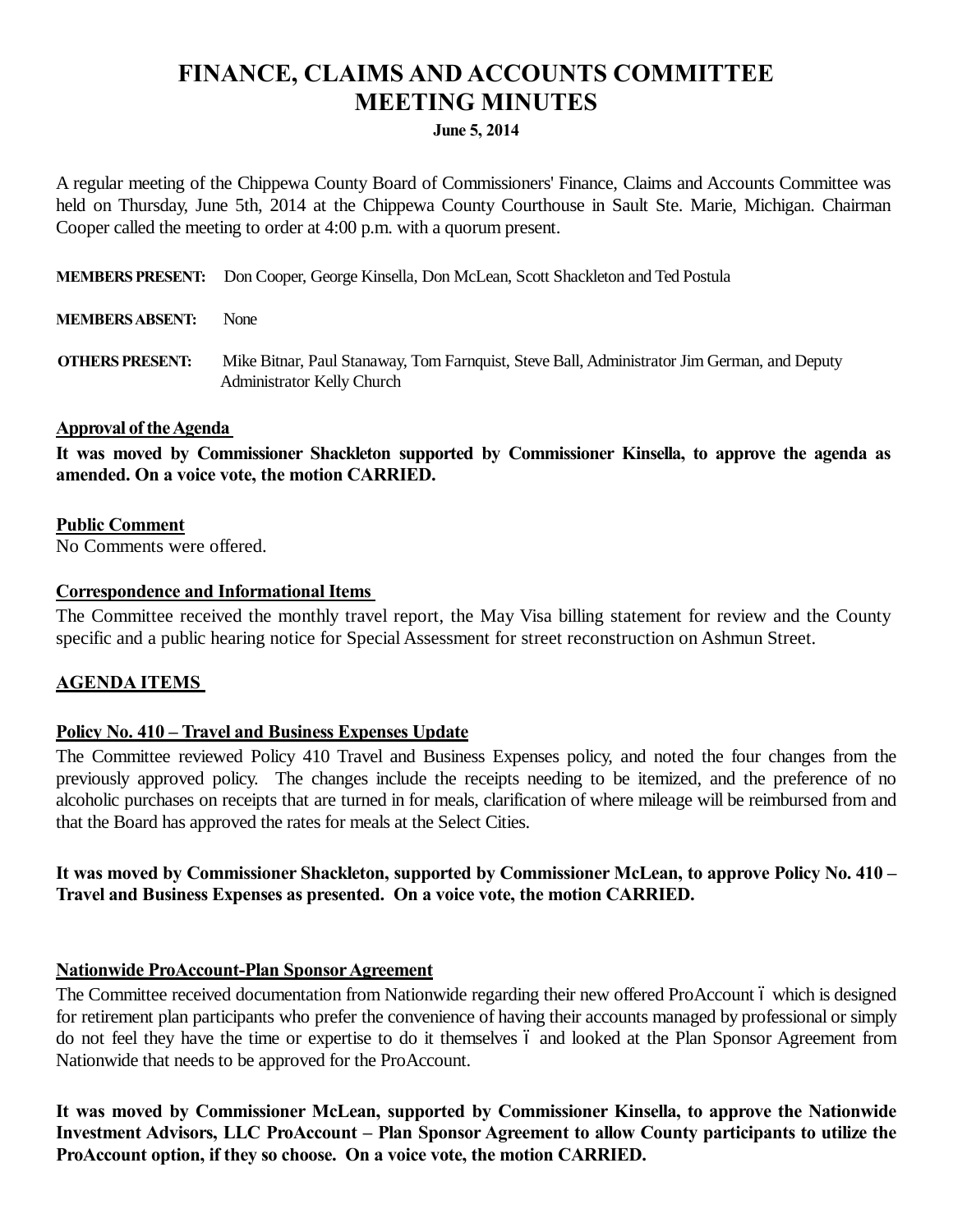# FINANCE, CLAIMS AND ACCOUNTS COMMITTEE
# MEETING MINUTES

**June 5, 2014**

A regular meeting of the Chippewa County Board of Commissioners' Finance, Claims and Accounts Committee was held on Thursday, June 5th, 2014 at the Chippewa County Courthouse in Sault Ste. Marie, Michigan. Chairman Cooper called the meeting to order at 4:00 p.m. with a quorum present.

**MEMBERS PRESENT:** Don Cooper, George Kinsella, Don McLean, Scott Shackleton and Ted Postula

**MEMBERS ABSENT:** None

**OTHERS PRESENT:** Mike Bitnar, Paul Stanaway, Tom Farnquist, Steve Ball, Administrator Jim German, and Deputy Administrator Kelly Church

**Approval of the Agenda**

**It was moved by Commissioner Shackleton supported by Commissioner Kinsella, to approve the agenda as amended. On a voice vote, the motion CARRIED.**

**Public Comment**

No Comments were offered.

**Correspondence and Informational Items**

The Committee received the monthly travel report, the May Visa billing statement for review and the County specific and a public hearing notice for Special Assessment for street reconstruction on Ashmun Street.

**AGENDA ITEMS**

**Policy No. 410 – Travel and Business Expenses Update**

The Committee reviewed Policy 410 Travel and Business Expenses policy, and noted the four changes from the previously approved policy. The changes include the receipts needing to be itemized, and the preference of no alcoholic purchases on receipts that are turned in for meals, clarification of where mileage will be reimbursed from and that the Board has approved the rates for meals at the Select Cities.

**It was moved by Commissioner Shackleton, supported by Commissioner McLean, to approve Policy No. 410 – Travel and Business Expenses as presented. On a voice vote, the motion CARRIED.**

**Nationwide ProAccount-Plan Sponsor Agreement**

The Committee received documentation from Nationwide regarding their new offered ProAccount – which is designed for retirement plan participants who prefer the convenience of having their accounts managed by professional or simply do not feel they have the time or expertise to do it themselves – and looked at the Plan Sponsor Agreement from Nationwide that needs to be approved for the ProAccount.

**It was moved by Commissioner McLean, supported by Commissioner Kinsella, to approve the Nationwide Investment Advisors, LLC ProAccount – Plan Sponsor Agreement to allow County participants to utilize the ProAccount option, if they so choose. On a voice vote, the motion CARRIED.**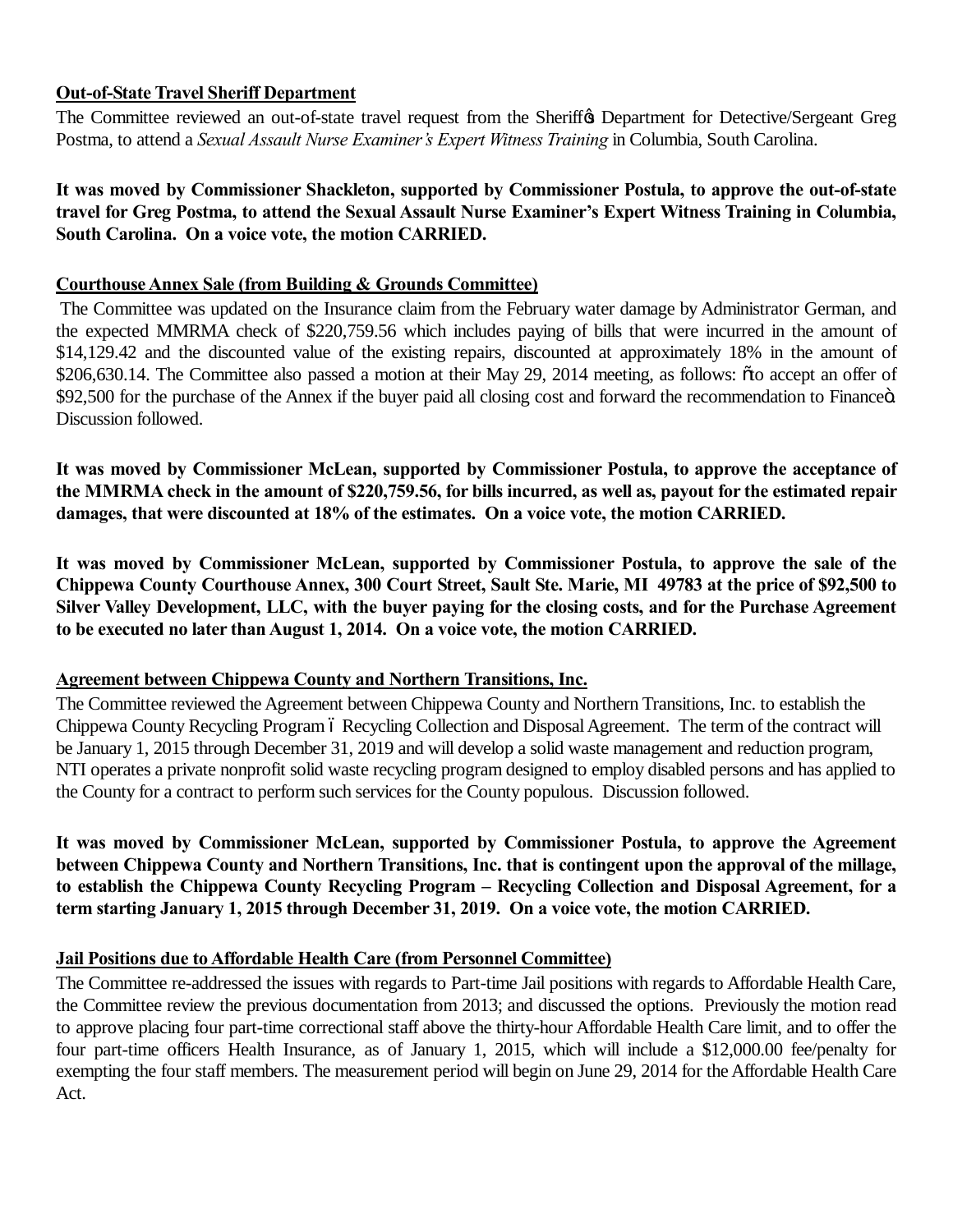**Out-of-State Travel Sheriff Department**

The Committee reviewed an out-of-state travel request from the Sheriff's Department for Detective/Sergeant Greg Postma, to attend a *Sexual Assault Nurse Examiner's Expert Witness Training* in Columbia, South Carolina.

**It was moved by Commissioner Shackleton, supported by Commissioner Postula, to approve the out-of-state travel for Greg Postma, to attend the Sexual Assault Nurse Examiner's Expert Witness Training in Columbia, South Carolina. On a voice vote, the motion CARRIED.**

**Courthouse Annex Sale (from Building & Grounds Committee)**

The Committee was updated on the Insurance claim from the February water damage by Administrator German, and the expected MMRMA check of $220,759.56 which includes paying of bills that were incurred in the amount of $14,129.42 and the discounted value of the existing repairs, discounted at approximately 18% in the amount of $206,630.14. The Committee also passed a motion at their May 29, 2014 meeting, as follows: "to accept an offer of $92,500 for the purchase of the Annex if the buyer paid all closing cost and forward the recommendation to Finance". Discussion followed.

**It was moved by Commissioner McLean, supported by Commissioner Postula, to approve the acceptance of the MMRMA check in the amount of $220,759.56, for bills incurred, as well as, payout for the estimated repair damages, that were discounted at 18% of the estimates. On a voice vote, the motion CARRIED.**

**It was moved by Commissioner McLean, supported by Commissioner Postula, to approve the sale of the Chippewa County Courthouse Annex, 300 Court Street, Sault Ste. Marie, MI 49783 at the price of $92,500 to Silver Valley Development, LLC, with the buyer paying for the closing costs, and for the Purchase Agreement to be executed no later than August 1, 2014. On a voice vote, the motion CARRIED.**

**Agreement between Chippewa County and Northern Transitions, Inc.**

The Committee reviewed the Agreement between Chippewa County and Northern Transitions, Inc. to establish the Chippewa County Recycling Program – Recycling Collection and Disposal Agreement. The term of the contract will be January 1, 2015 through December 31, 2019 and will develop a solid waste management and reduction program, NTI operates a private nonprofit solid waste recycling program designed to employ disabled persons and has applied to the County for a contract to perform such services for the County populous. Discussion followed.

**It was moved by Commissioner McLean, supported by Commissioner Postula, to approve the Agreement between Chippewa County and Northern Transitions, Inc. that is contingent upon the approval of the millage, to establish the Chippewa County Recycling Program – Recycling Collection and Disposal Agreement, for a term starting January 1, 2015 through December 31, 2019. On a voice vote, the motion CARRIED.**

**Jail Positions due to Affordable Health Care (from Personnel Committee)**

The Committee re-addressed the issues with regards to Part-time Jail positions with regards to Affordable Health Care, the Committee review the previous documentation from 2013; and discussed the options. Previously the motion read to approve placing four part-time correctional staff above the thirty-hour Affordable Health Care limit, and to offer the four part-time officers Health Insurance, as of January 1, 2015, which will include a $12,000.00 fee/penalty for exempting the four staff members. The measurement period will begin on June 29, 2014 for the Affordable Health Care Act.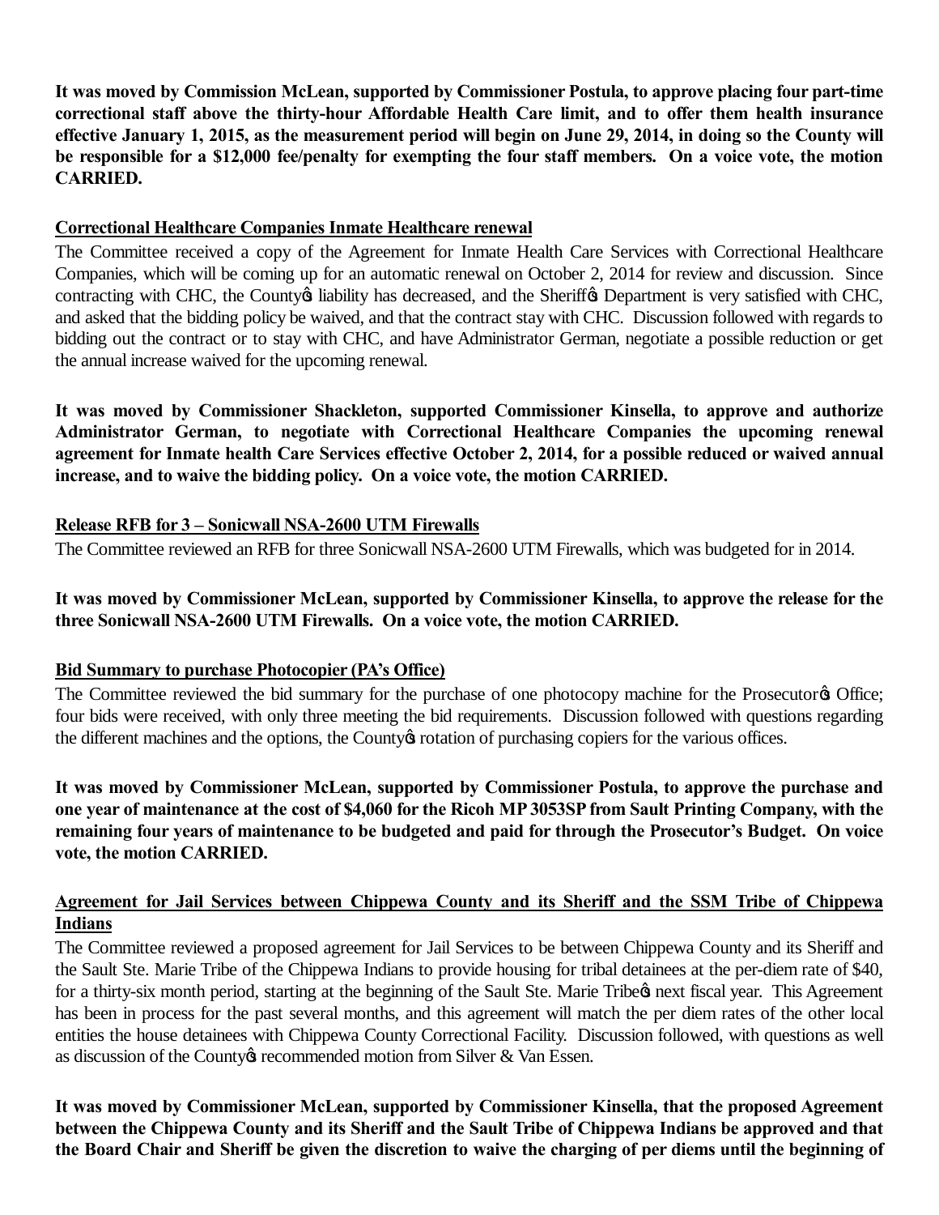**It was moved by Commission McLean, supported by Commissioner Postula, to approve placing four part-time correctional staff above the thirty-hour Affordable Health Care limit, and to offer them health insurance effective January 1, 2015, as the measurement period will begin on June 29, 2014, in doing so the County will be responsible for a $12,000 fee/penalty for exempting the four staff members. On a voice vote, the motion CARRIED.**

**Correctional Healthcare Companies Inmate Healthcare renewal**

The Committee received a copy of the Agreement for Inmate Health Care Services with Correctional Healthcare Companies, which will be coming up for an automatic renewal on October 2, 2014 for review and discussion. Since contracting with CHC, the County's liability has decreased, and the Sheriff's Department is very satisfied with CHC, and asked that the bidding policy be waived, and that the contract stay with CHC. Discussion followed with regards to bidding out the contract or to stay with CHC, and have Administrator German, negotiate a possible reduction or get the annual increase waived for the upcoming renewal.

**It was moved by Commissioner Shackleton, supported Commissioner Kinsella, to approve and authorize Administrator German, to negotiate with Correctional Healthcare Companies the upcoming renewal agreement for Inmate health Care Services effective October 2, 2014, for a possible reduced or waived annual increase, and to waive the bidding policy. On a voice vote, the motion CARRIED.**

**Release RFB for 3 – Sonicwall NSA-2600 UTM Firewalls**

The Committee reviewed an RFB for three Sonicwall NSA-2600 UTM Firewalls, which was budgeted for in 2014.

**It was moved by Commissioner McLean, supported by Commissioner Kinsella, to approve the release for the three Sonicwall NSA-2600 UTM Firewalls. On a voice vote, the motion CARRIED.**

**Bid Summary to purchase Photocopier (PA's Office)**

The Committee reviewed the bid summary for the purchase of one photocopy machine for the Prosecutor's Office; four bids were received, with only three meeting the bid requirements. Discussion followed with questions regarding the different machines and the options, the County's rotation of purchasing copiers for the various offices.

**It was moved by Commissioner McLean, supported by Commissioner Postula, to approve the purchase and one year of maintenance at the cost of $4,060 for the Ricoh MP 3053SP from Sault Printing Company, with the remaining four years of maintenance to be budgeted and paid for through the Prosecutor's Budget. On voice vote, the motion CARRIED.**

**Agreement for Jail Services between Chippewa County and its Sheriff and the SSM Tribe of Chippewa Indians**

The Committee reviewed a proposed agreement for Jail Services to be between Chippewa County and its Sheriff and the Sault Ste. Marie Tribe of the Chippewa Indians to provide housing for tribal detainees at the per-diem rate of $40, for a thirty-six month period, starting at the beginning of the Sault Ste. Marie Tribe's next fiscal year. This Agreement has been in process for the past several months, and this agreement will match the per diem rates of the other local entities the house detainees with Chippewa County Correctional Facility. Discussion followed, with questions as well as discussion of the County's recommended motion from Silver & Van Essen.

**It was moved by Commissioner McLean, supported by Commissioner Kinsella, that the proposed Agreement between the Chippewa County and its Sheriff and the Sault Tribe of Chippewa Indians be approved and that the Board Chair and Sheriff be given the discretion to waive the charging of per diems until the beginning of**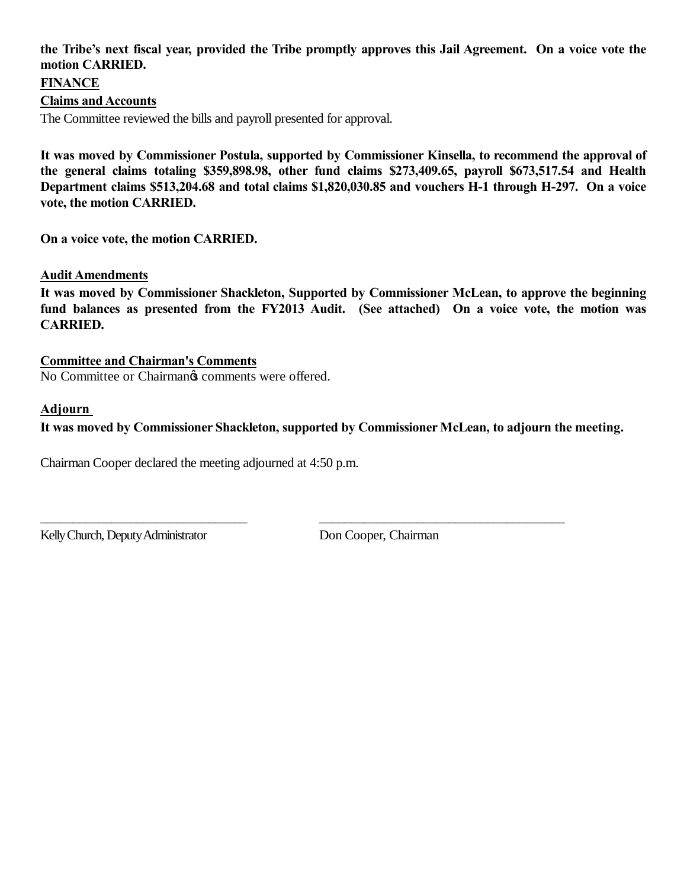**the Tribe's next fiscal year, provided the Tribe promptly approves this Jail Agreement. On a voice vote the motion CARRIED.**

**FINANCE**

**Claims and Accounts**

The Committee reviewed the bills and payroll presented for approval.

**It was moved by Commissioner Postula, supported by Commissioner Kinsella, to recommend the approval of the general claims totaling $359,898.98, other fund claims $273,409.65, payroll $673,517.54 and Health Department claims $513,204.68 and total claims $1,820,030.85 and vouchers H-1 through H-297. On a voice vote, the motion CARRIED.**

**On a voice vote, the motion CARRIED.**

**Audit Amendments**

**It was moved by Commissioner Shackleton, Supported by Commissioner McLean, to approve the beginning fund balances as presented from the FY2013 Audit. (See attached) On a voice vote, the motion was CARRIED.**

**Committee and Chairman's Comments**

No Committee or Chairman's comments were offered.

**Adjourn**

**It was moved by Commissioner Shackleton, supported by Commissioner McLean, to adjourn the meeting.**

Chairman Cooper declared the meeting adjourned at 4:50 p.m.

\_\_\_\_\_\_\_\_\_\_\_\_\_\_\_\_\_\_\_\_\_\_\_\_\_\_\_\_\_\_\_\_ \_\_\_\_\_\_\_\_\_\_\_\_\_\_\_\_\_\_\_\_\_\_\_\_\_\_\_\_\_\_\_\_\_\_\_\_\_\_

Kelly Church, Deputy Administrator    Don Cooper, Chairman